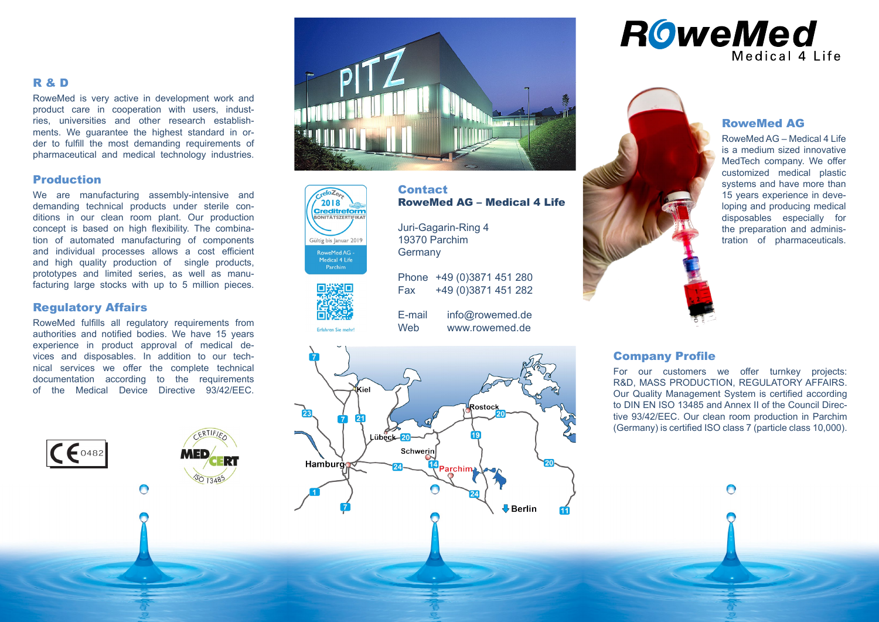# RoweMed

Medical 4 Life

## RoweMed AG

RoweMed AG – Medical 4 Life is a medium sized innovative MedTech company. We offer customized medical plastic systems and have more than 15 years experience in developing and producing medical disposables especially for the preparation and administration of pharmaceuticals.

## Company Profile

For our customers we offer turnkey projects: R&D, MASS PRODUCTION, REGULATORY AFFAIRS. Our Quality Management System is certified according to DIN EN ISO 13485 and Annex II of the Council Directive 93/42/EEC. Our clean room production in Parchim (Germany) is certified ISO class 7 (particle class 10,000).

## R & D

RoweMed is very active in development work and product care in cooperation with users, industries, universities and other research establishments. We guarantee the highest standard in order to fulfill the most demanding requirements of pharmaceutical and medical technology industries.

## Production

We are manufacturing assembly-intensive and demanding technical products under sterile conditions in our clean room plant. Our production concept is based on high flexibility. The combination of automated manufacturing of components and individual processes allows a cost efficient and high quality production of single products, prototypes and limited series, as well as manufacturing large stocks with up to 5 million pieces.

## Regulatory Affairs

RoweMed fulfills all regulatory requirements from authorities and notified bodies. We have 15 years experience in product approval of medical devices and disposables. In addition to our technical services we offer the complete technical documentation according to the requirements of the Medical Device Directive 93/42/EEC.

CE 0482

CERTIFIED MEDCERT ISO 13485

CrefoZert 2018 Creditreform BONITÄTSZERTIFIKAT Gültig bis Januar 2019 RoweMed AG - Medical 4 Life Parchim

Erfahren Sie mehr!

## Contact

**RoweMed AG – Medical 4 Life**

Juri-Gagarin-Ring 4
19370 Parchim
Germany

Phone +49 (0)3871 451 280
Fax +49 (0)3871 451 282

E-mail info@rowemed.de
Web www.rowemed.de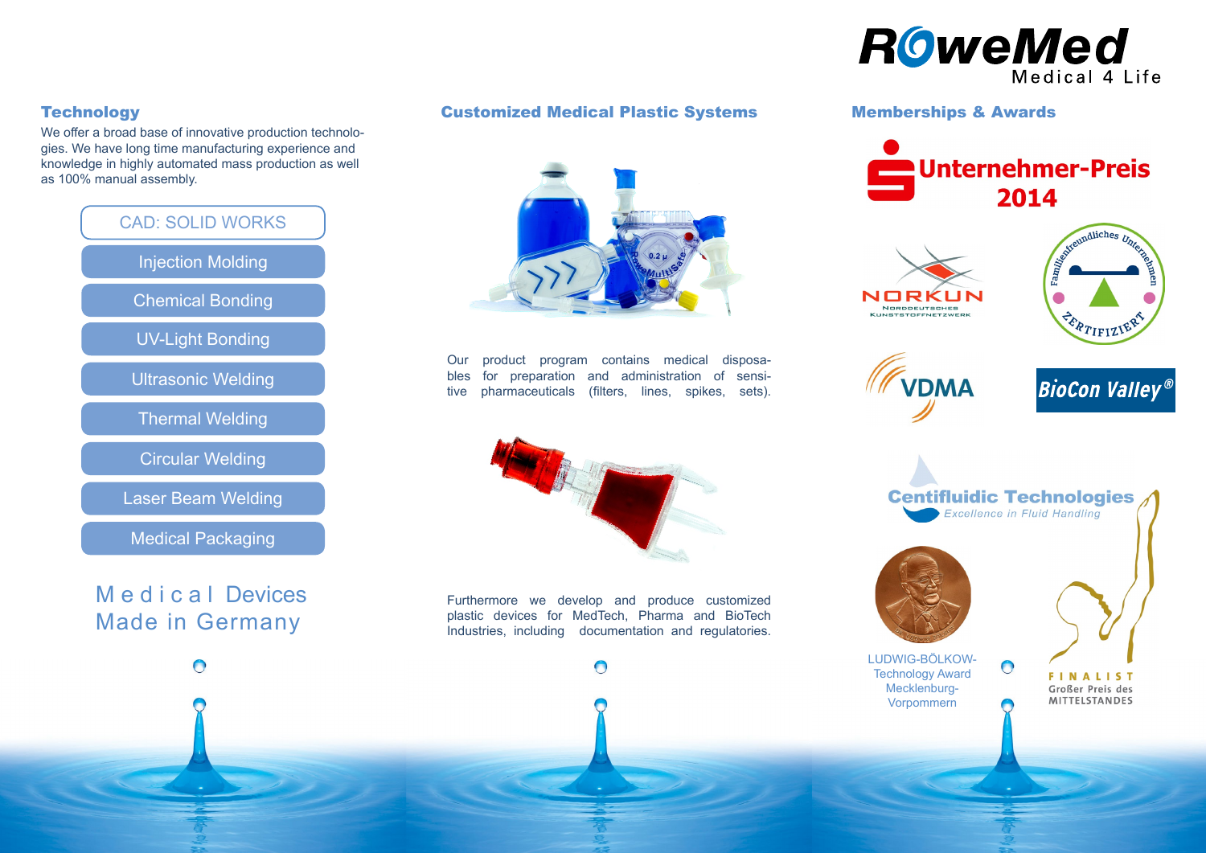RoweMed
Medical 4 Life

## Technology

We offer a broad base of innovative production technologies. We have long time manufacturing experience and knowledge in highly automated mass production as well as 100% manual assembly.

- CAD: SOLID WORKS
- Injection Molding
- Chemical Bonding
- UV-Light Bonding
- Ultrasonic Welding
- Thermal Welding
- Circular Welding
- Laser Beam Welding
- Medical Packaging

Medical Devices
Made in Germany

## Customized Medical Plastic Systems

Our product program contains medical disposables for preparation and administration of sensitive pharmaceuticals (filters, lines, spikes, sets).

Furthermore we develop and produce customized plastic devices for MedTech, Pharma and BioTech Industries, including documentation and regulatories.

## Memberships & Awards

Unternehmer-Preis 2014

NORKUN Norddeutsches Kunststoffnetzwerk

Familienfreundliches Unternehmen ZERTIFIZIERT

VDMA

BioCon Valley®

Centifluidic Technologies
Excellence in Fluid Handling

LUDWIG-BÖLKOW-Technology Award Mecklenburg-Vorpommern

FINALIST
Großer Preis des MITTELSTANDES